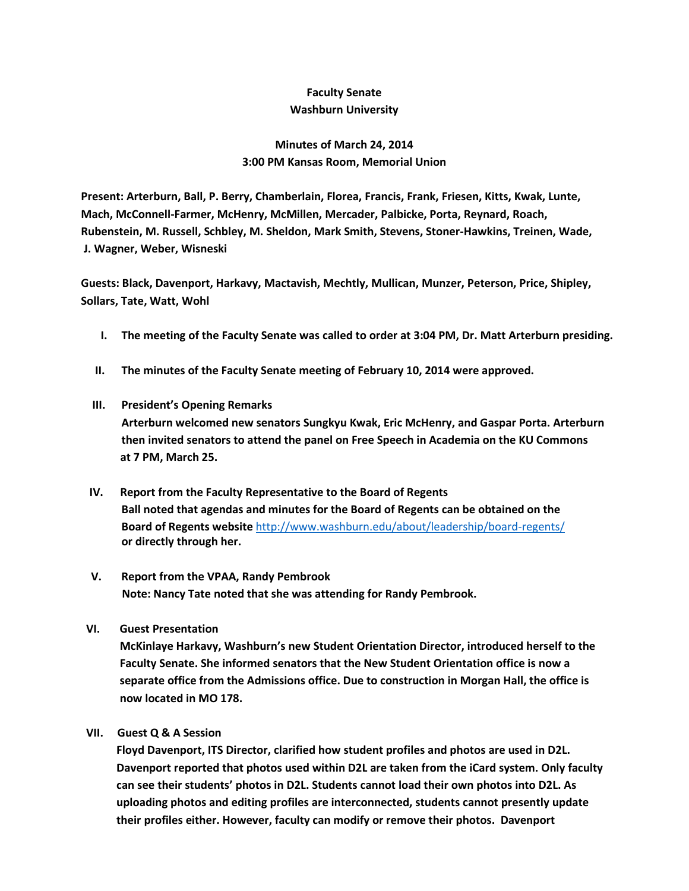**Faculty Senate**
**Washburn University**

**Minutes of March 24, 2014**
**3:00 PM Kansas Room, Memorial Union**

**Present: Arterburn, Ball, P. Berry, Chamberlain, Florea, Francis, Frank, Friesen, Kitts, Kwak, Lunte, Mach, McConnell-Farmer, McHenry, McMillen, Mercader, Palbicke, Porta, Reynard, Roach, Rubenstein, M. Russell, Schbley, M. Sheldon, Mark Smith, Stevens, Stoner-Hawkins, Treinen, Wade, J. Wagner, Weber, Wisneski**

**Guests: Black, Davenport, Harkavy, Mactavish, Mechtly, Mullican, Munzer, Peterson, Price, Shipley, Sollars, Tate, Watt, Wohl**

I. **The meeting of the Faculty Senate was called to order at 3:04 PM, Dr. Matt Arterburn presiding.**

II. **The minutes of the Faculty Senate meeting of February 10, 2014 were approved.**

III. **President's Opening Remarks**
**Arterburn welcomed new senators Sungkyu Kwak, Eric McHenry, and Gaspar Porta. Arterburn then invited senators to attend the panel on Free Speech in Academia on the KU Commons at 7 PM, March 25.**

IV. **Report from the Faculty Representative to the Board of Regents**
**Ball noted that agendas and minutes for the Board of Regents can be obtained on the Board of Regents website** http://www.washburn.edu/about/leadership/board-regents/ **or directly through her.**

V. **Report from the VPAA, Randy Pembrook**
**Note: Nancy Tate noted that she was attending for Randy Pembrook.**

VI. **Guest Presentation**
**McKinlaye Harkavy, Washburn's new Student Orientation Director, introduced herself to the Faculty Senate. She informed senators that the New Student Orientation office is now a separate office from the Admissions office. Due to construction in Morgan Hall, the office is now located in MO 178.**

VII. **Guest Q & A Session**
**Floyd Davenport, ITS Director, clarified how student profiles and photos are used in D2L. Davenport reported that photos used within D2L are taken from the iCard system. Only faculty can see their students' photos in D2L. Students cannot load their own photos into D2L. As uploading photos and editing profiles are interconnected, students cannot presently update their profiles either. However, faculty can modify or remove their photos. Davenport**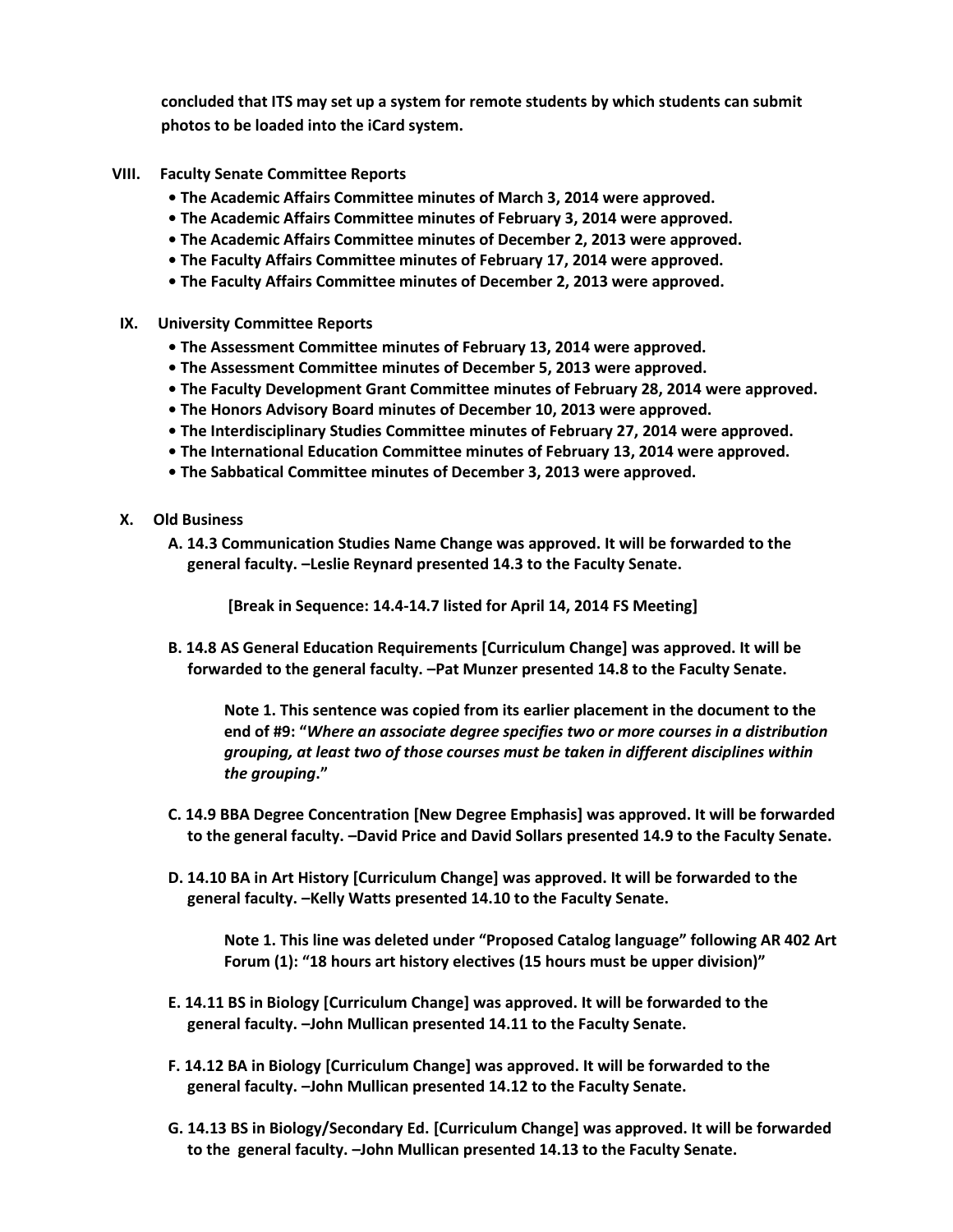**concluded that ITS may set up a system for remote students by which students can submit photos to be loaded into the iCard system.**

## VIII. Faculty Senate Committee Reports

- **The Academic Affairs Committee minutes of March 3, 2014 were approved.**
- **The Academic Affairs Committee minutes of February 3, 2014 were approved.**
- **The Academic Affairs Committee minutes of December 2, 2013 were approved.**
- **The Faculty Affairs Committee minutes of February 17, 2014 were approved.**
- **The Faculty Affairs Committee minutes of December 2, 2013 were approved.**

## IX. University Committee Reports

- **The Assessment Committee minutes of February 13, 2014 were approved.**
- **The Assessment Committee minutes of December 5, 2013 were approved.**
- **The Faculty Development Grant Committee minutes of February 28, 2014 were approved.**
- **The Honors Advisory Board minutes of December 10, 2013 were approved.**
- **The Interdisciplinary Studies Committee minutes of February 27, 2014 were approved.**
- **The International Education Committee minutes of February 13, 2014 were approved.**
- **The Sabbatical Committee minutes of December 3, 2013 were approved.**

## X. Old Business

**A. 14.3 Communication Studies Name Change was approved. It will be forwarded to the general faculty. –Leslie Reynard presented 14.3 to the Faculty Senate.**

**[Break in Sequence: 14.4-14.7 listed for April 14, 2014 FS Meeting]**

**B. 14.8 AS General Education Requirements [Curriculum Change] was approved. It will be forwarded to the general faculty. –Pat Munzer presented 14.8 to the Faculty Senate.**

**Note 1. This sentence was copied from its earlier placement in the document to the end of #9: "*Where an associate degree specifies two or more courses in a distribution grouping, at least two of those courses must be taken in different disciplines within the grouping*."**

**C. 14.9 BBA Degree Concentration [New Degree Emphasis] was approved. It will be forwarded to the general faculty. –David Price and David Sollars presented 14.9 to the Faculty Senate.**

**D. 14.10 BA in Art History [Curriculum Change] was approved. It will be forwarded to the general faculty. –Kelly Watts presented 14.10 to the Faculty Senate.**

**Note 1. This line was deleted under "Proposed Catalog language" following AR 402 Art Forum (1): "18 hours art history electives (15 hours must be upper division)"**

**E. 14.11 BS in Biology [Curriculum Change] was approved. It will be forwarded to the general faculty. –John Mullican presented 14.11 to the Faculty Senate.**

**F. 14.12 BA in Biology [Curriculum Change] was approved. It will be forwarded to the general faculty. –John Mullican presented 14.12 to the Faculty Senate.**

**G. 14.13 BS in Biology/Secondary Ed. [Curriculum Change] was approved. It will be forwarded to the general faculty. –John Mullican presented 14.13 to the Faculty Senate.**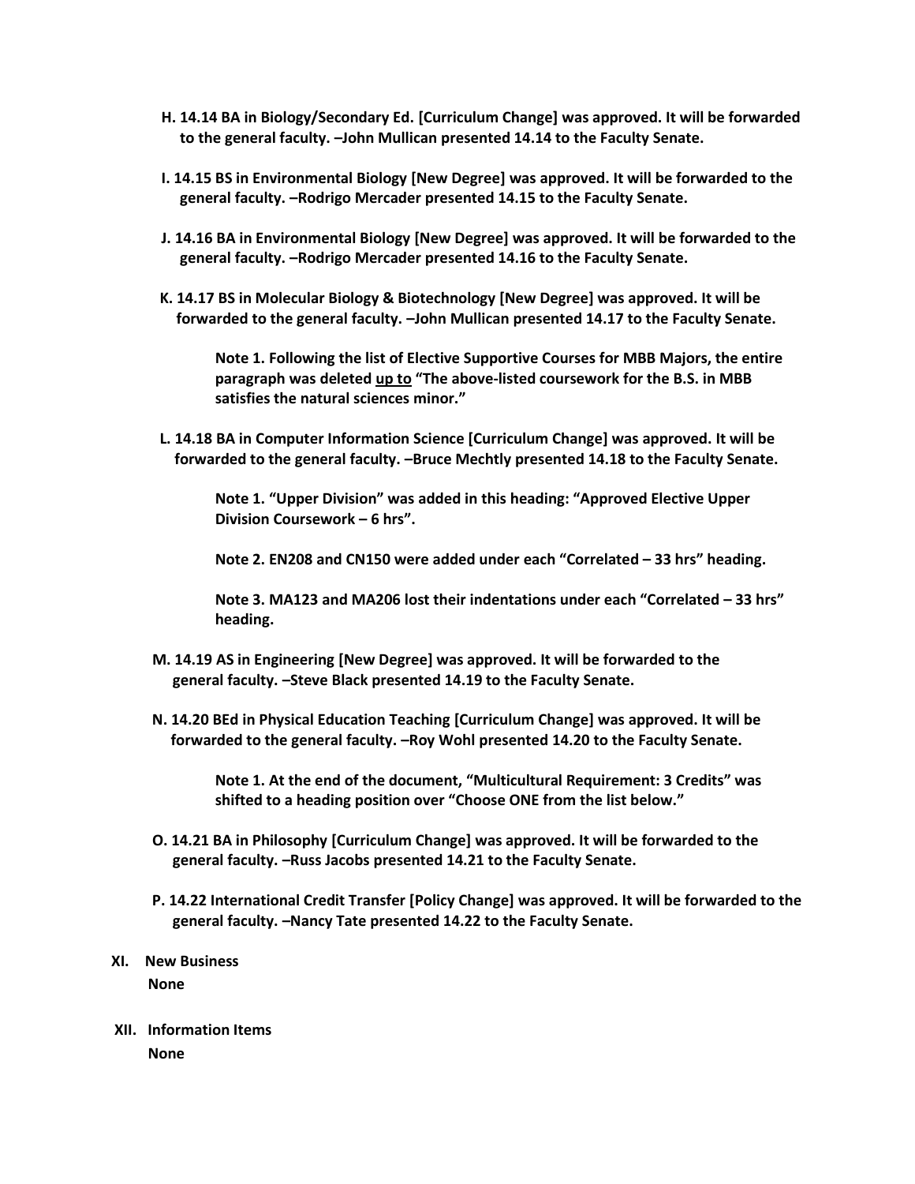**H. 14.14 BA in Biology/Secondary Ed. [Curriculum Change] was approved. It will be forwarded to the general faculty. –John Mullican presented 14.14 to the Faculty Senate.**

**I. 14.15 BS in Environmental Biology [New Degree] was approved. It will be forwarded to the general faculty. –Rodrigo Mercader presented 14.15 to the Faculty Senate.**

**J. 14.16 BA in Environmental Biology [New Degree] was approved. It will be forwarded to the general faculty. –Rodrigo Mercader presented 14.16 to the Faculty Senate.**

**K. 14.17 BS in Molecular Biology & Biotechnology [New Degree] was approved. It will be forwarded to the general faculty. –John Mullican presented 14.17 to the Faculty Senate.**

> **Note 1. Following the list of Elective Supportive Courses for MBB Majors, the entire paragraph was deleted <u>up to</u> "The above-listed coursework for the B.S. in MBB satisfies the natural sciences minor."**

**L. 14.18 BA in Computer Information Science [Curriculum Change] was approved. It will be forwarded to the general faculty. –Bruce Mechtly presented 14.18 to the Faculty Senate.**

> **Note 1. "Upper Division" was added in this heading: "Approved Elective Upper Division Coursework – 6 hrs".**
>
> **Note 2. EN208 and CN150 were added under each "Correlated – 33 hrs" heading.**
>
> **Note 3. MA123 and MA206 lost their indentations under each "Correlated – 33 hrs" heading.**

**M. 14.19 AS in Engineering [New Degree] was approved. It will be forwarded to the general faculty. –Steve Black presented 14.19 to the Faculty Senate.**

**N. 14.20 BEd in Physical Education Teaching [Curriculum Change] was approved. It will be forwarded to the general faculty. –Roy Wohl presented 14.20 to the Faculty Senate.**

> **Note 1. At the end of the document, "Multicultural Requirement: 3 Credits" was shifted to a heading position over "Choose ONE from the list below."**

**O. 14.21 BA in Philosophy [Curriculum Change] was approved. It will be forwarded to the general faculty. –Russ Jacobs presented 14.21 to the Faculty Senate.**

**P. 14.22 International Credit Transfer [Policy Change] was approved. It will be forwarded to the general faculty. –Nancy Tate presented 14.22 to the Faculty Senate.**

## XI. New Business

**None**

## XII. Information Items

**None**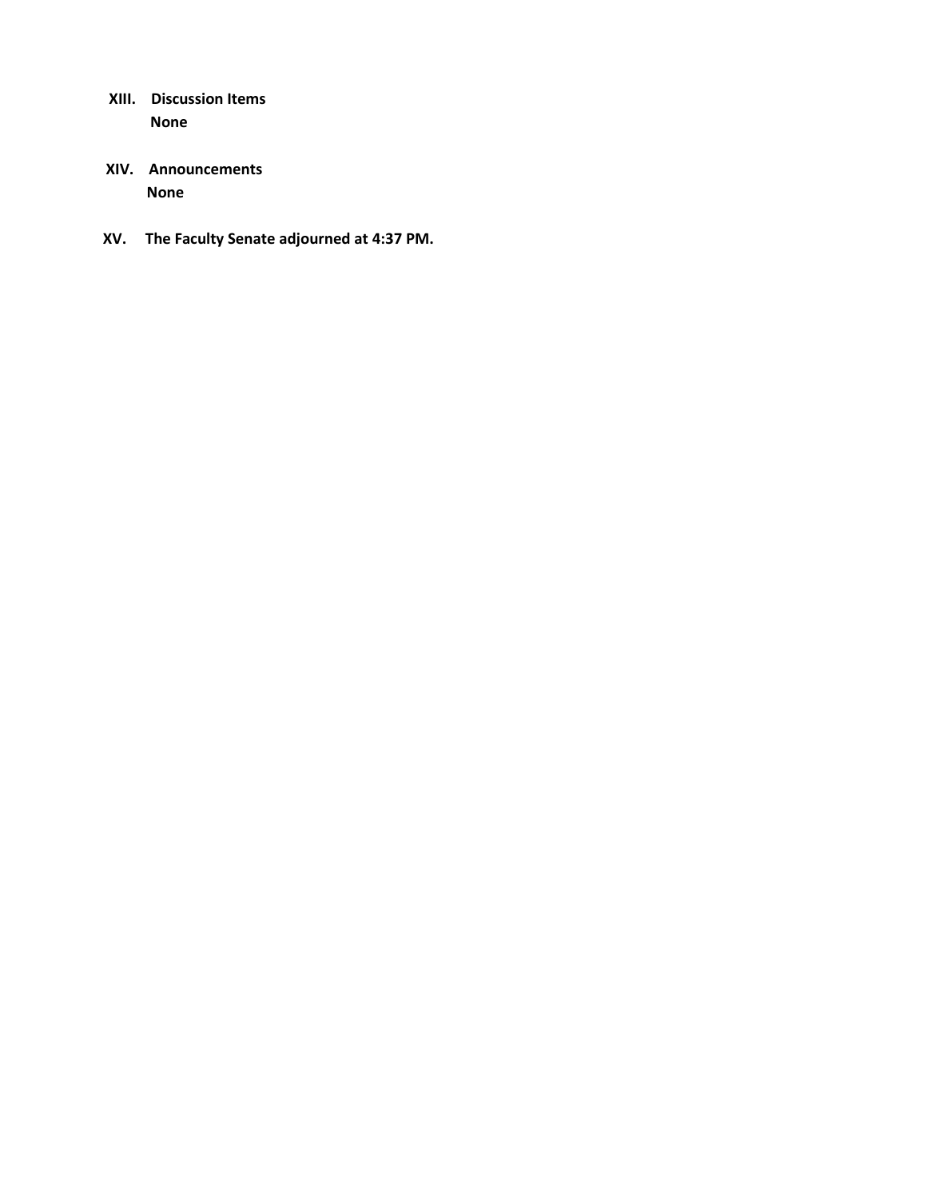**XIII. Discussion Items**

**None**

**XIV. Announcements**

**None**

**XV. The Faculty Senate adjourned at 4:37 PM.**